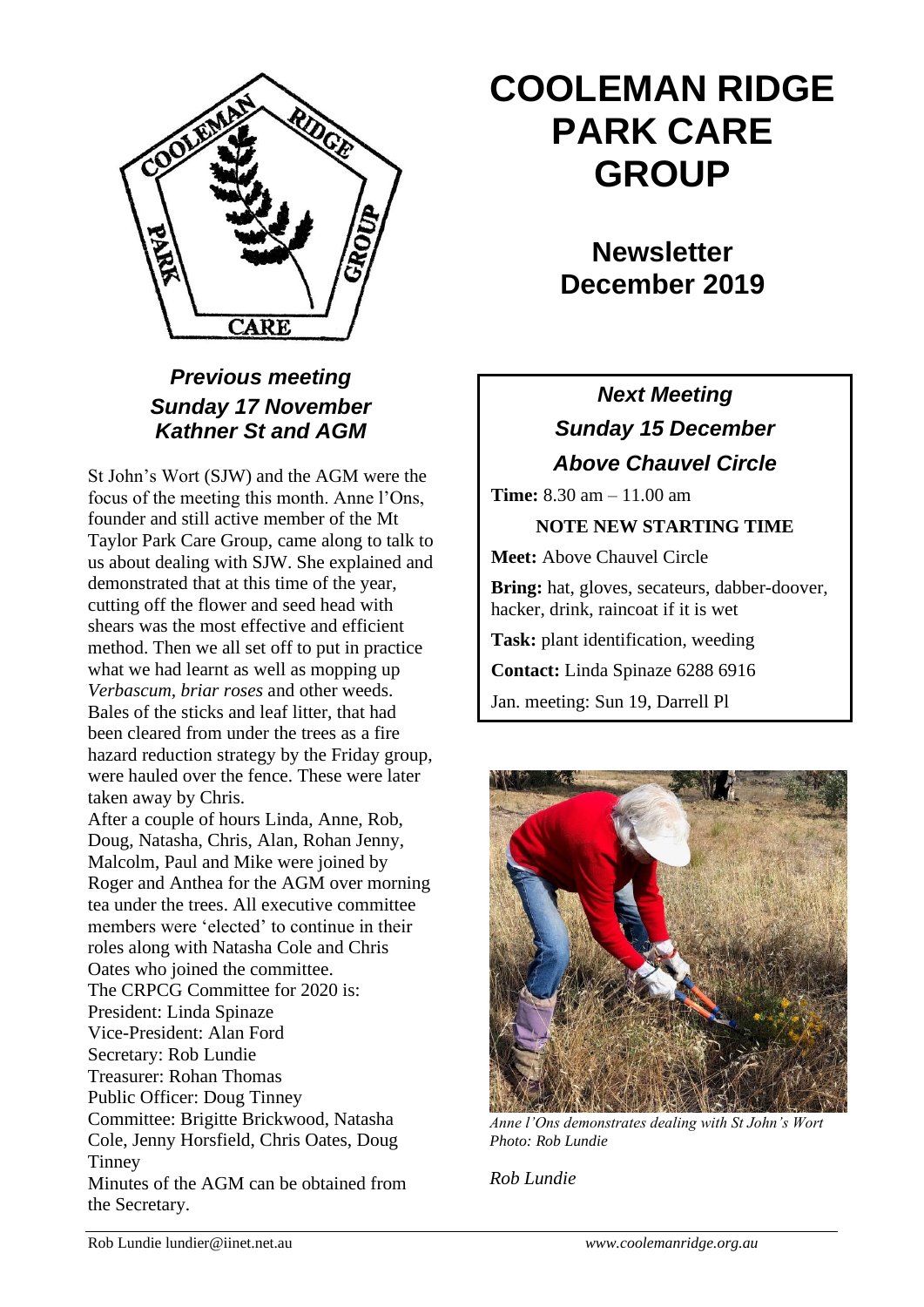# COOLEMAN RIDGE PARK CARE GROUP

## Newsletter December 2019

### *Previous meeting Sunday 17 November Kathner St and AGM*

St John's Wort (SJW) and the AGM were the focus of the meeting this month. Anne l'Ons, founder and still active member of the Mt Taylor Park Care Group, came along to talk to us about dealing with SJW. She explained and demonstrated that at this time of the year, cutting off the flower and seed head with shears was the most effective and efficient method. Then we all set off to put in practice what we had learnt as well as mopping up *Verbascum, briar roses* and other weeds. Bales of the sticks and leaf litter, that had been cleared from under the trees as a fire hazard reduction strategy by the Friday group, were hauled over the fence. These were later taken away by Chris.

After a couple of hours Linda, Anne, Rob, Doug, Natasha, Chris, Alan, Rohan Jenny, Malcolm, Paul and Mike were joined by Roger and Anthea for the AGM over morning tea under the trees. All executive committee members were 'elected' to continue in their roles along with Natasha Cole and Chris Oates who joined the committee.

The CRPCG Committee for 2020 is:
President: Linda Spinaze
Vice-President: Alan Ford
Secretary: Rob Lundie
Treasurer: Rohan Thomas
Public Officer: Doug Tinney
Committee: Brigitte Brickwood, Natasha Cole, Jenny Horsfield, Chris Oates, Doug Tinney

Minutes of the AGM can be obtained from the Secretary.

### *Next Meeting Sunday 15 December Above Chauvel Circle*

**Time:** 8.30 am – 11.00 am

**NOTE NEW STARTING TIME**

**Meet:** Above Chauvel Circle

**Bring:** hat, gloves, secateurs, dabber-doover, hacker, drink, raincoat if it is wet

**Task:** plant identification, weeding

**Contact:** Linda Spinaze 6288 6916

Jan. meeting: Sun 19, Darrell Pl

*Anne l'Ons demonstrates dealing with St John's Wort*
*Photo: Rob Lundie*

*Rob Lundie*

Rob Lundie lundier@iinet.net.au    *www.coolemanridge.org.au*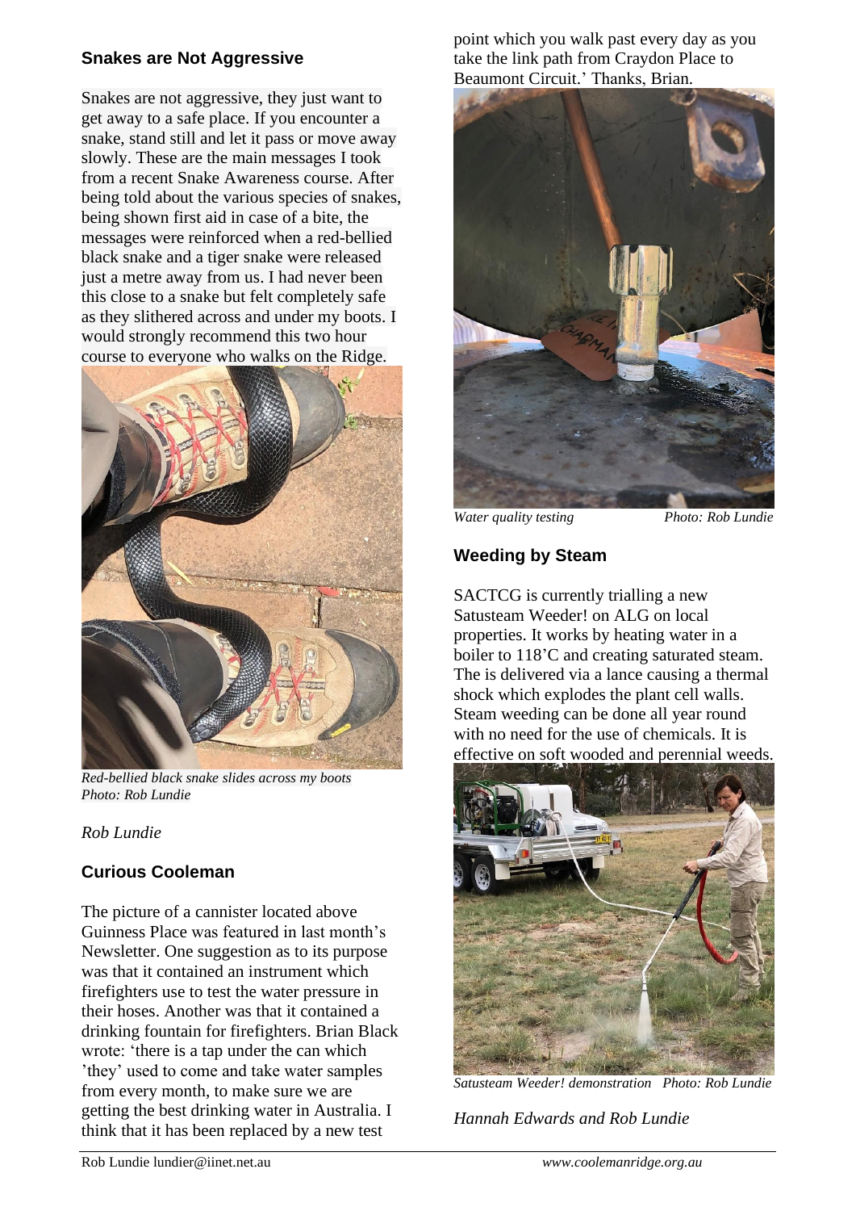## Snakes are Not Aggressive

Snakes are not aggressive, they just want to get away to a safe place. If you encounter a snake, stand still and let it pass or move away slowly. These are the main messages I took from a recent Snake Awareness course. After being told about the various species of snakes, being shown first aid in case of a bite, the messages were reinforced when a red-bellied black snake and a tiger snake were released just a metre away from us. I had never been this close to a snake but felt completely safe as they slithered across and under my boots. I would strongly recommend this two hour course to everyone who walks on the Ridge.

*Red-bellied black snake slides across my boots*
*Photo: Rob Lundie*

*Rob Lundie*

## Curious Cooleman

The picture of a cannister located above Guinness Place was featured in last month's Newsletter. One suggestion as to its purpose was that it contained an instrument which firefighters use to test the water pressure in their hoses. Another was that it contained a drinking fountain for firefighters. Brian Black wrote: 'there is a tap under the can which 'they' used to come and take water samples from every month, to make sure we are getting the best drinking water in Australia. I think that it has been replaced by a new test point which you walk past every day as you take the link path from Craydon Place to Beaumont Circuit.' Thanks, Brian.

*Water quality testing* *Photo: Rob Lundie*

## Weeding by Steam

SACTCG is currently trialling a new Satusteam Weeder! on ALG on local properties. It works by heating water in a boiler to 118'C and creating saturated steam. The is delivered via a lance causing a thermal shock which explodes the plant cell walls. Steam weeding can be done all year round with no need for the use of chemicals. It is effective on soft wooded and perennial weeds.

*Satusteam Weeder! demonstration* *Photo: Rob Lundie*

*Hannah Edwards and Rob Lundie*

Rob Lundie lundier@iinet.net.au *www.coolemanridge.org.au*